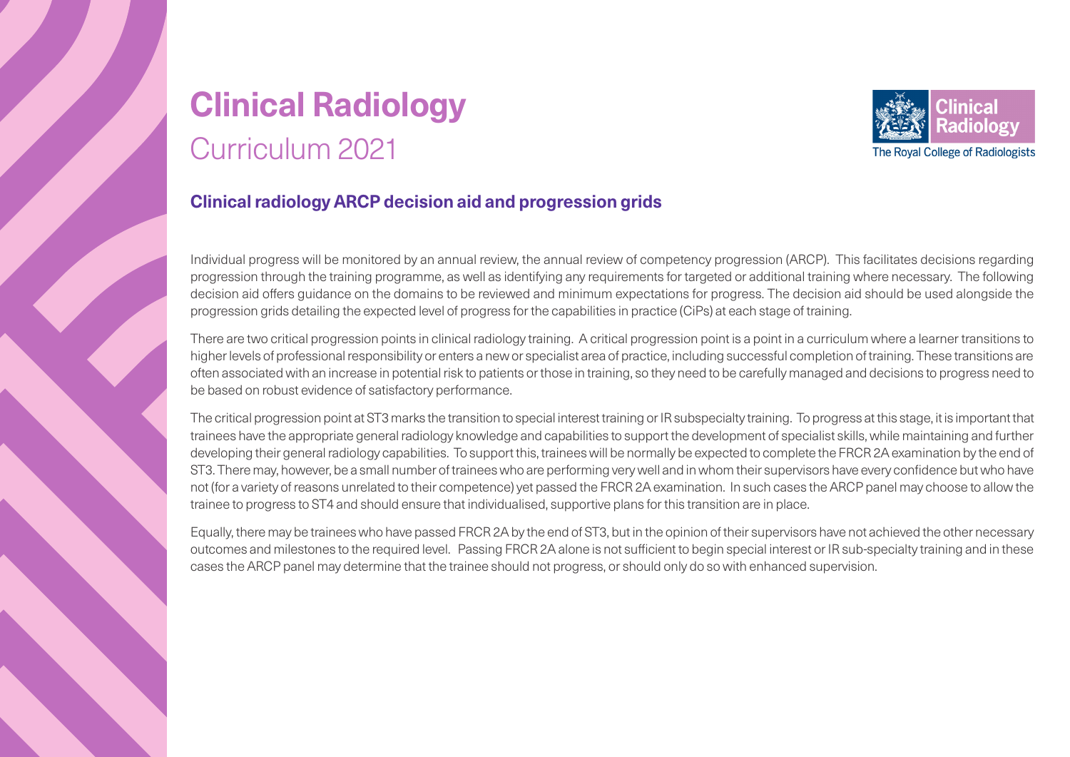# Clinical Radiology

Curriculum 2021

The Royal College of Radiologists

## Clinical radiology ARCP decision aid and progression grids

Individual progress will be monitored by an annual review, the annual review of competency progression (ARCP). This facilitates decisions regarding progression through the training programme, as well as identifying any requirements for targeted or additional training where necessary. The following decision aid offers guidance on the domains to be reviewed and minimum expectations for progress. The decision aid should be used alongside the progression grids detailing the expected level of progress for the capabilities in practice (CiPs) at each stage of training.

There are two critical progression points in clinical radiology training. A critical progression point is a point in a curriculum where a learner transitions to higher levels of professional responsibility or enters a new or specialist area of practice, including successful completion of training. These transitions are often associated with an increase in potential risk to patients or those in training, so they need to be carefully managed and decisions to progress need to be based on robust evidence of satisfactory performance.

The critical progression point at ST3 marks the transition to special interest training or IR subspecialty training. To progress at this stage, it is important that trainees have the appropriate general radiology knowledge and capabilities to support the development of specialist skills, while maintaining and further developing their general radiology capabilities. To support this, trainees will be normally be expected to complete the FRCR 2A examination by the end of ST3. There may, however, be a small number of trainees who are performing very well and in whom their supervisors have every confidence but who have not (for a variety of reasons unrelated to their competence) yet passed the FRCR 2A examination. In such cases the ARCP panel may choose to allow the trainee to progress to ST4 and should ensure that individualised, supportive plans for this transition are in place.

Equally, there may be trainees who have passed FRCR 2A by the end of ST3, but in the opinion of their supervisors have not achieved the other necessary outcomes and milestones to the required level. Passing FRCR 2A alone is not sufficient to begin special interest or IR sub-specialty training and in these cases the ARCP panel may determine that the trainee should not progress, or should only do so with enhanced supervision.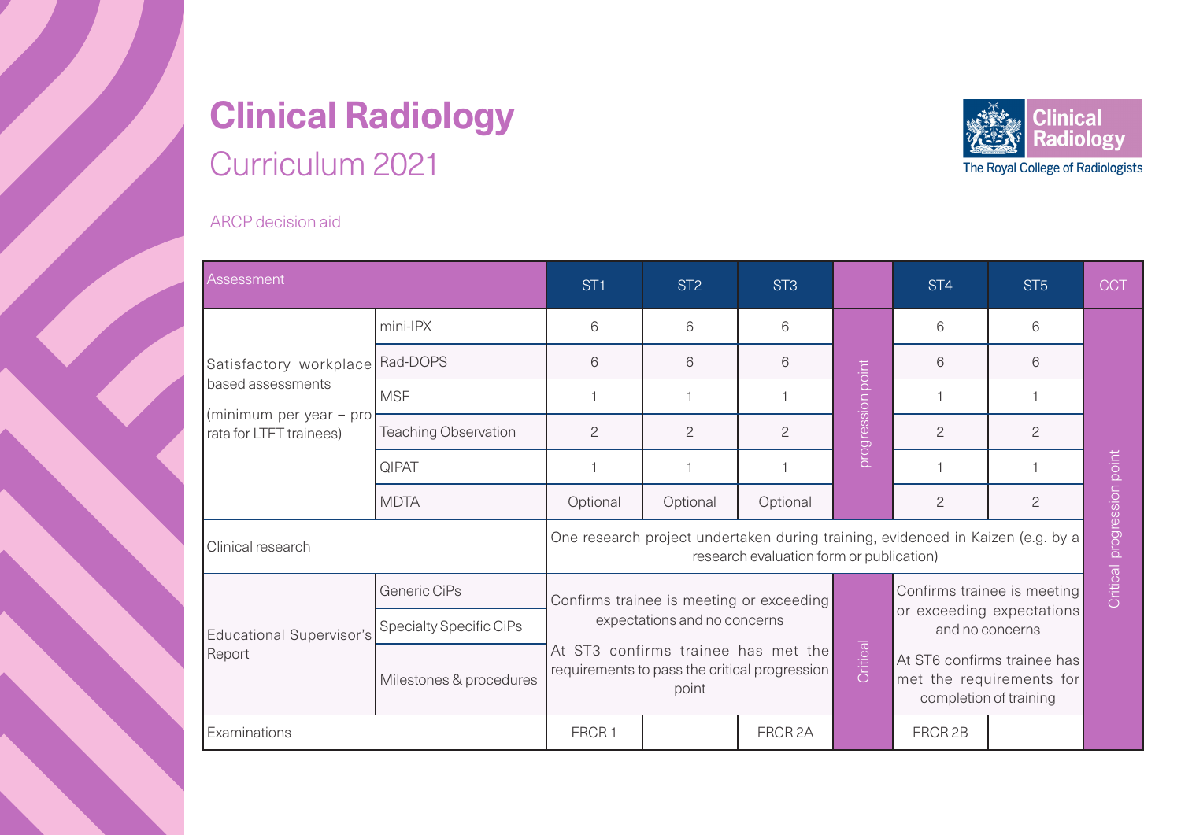# Clinical Radiology

## Curriculum 2021

The Royal College of Radiologists

ARCP decision aid

| Assessment | | ST1 | ST2 | ST3 | | ST4 | ST5 | CCT |
|---|---|---|---|---|---|---|---|---|
| Satisfactory workplace based assessments (minimum per year – pro rata for LTFT trainees) | mini-IPX | 6 | 6 | 6 | progression point | 6 | 6 | Critical progression point |
| | Rad-DOPS | 6 | 6 | 6 | | 6 | 6 | |
| | MSF | 1 | 1 | 1 | | 1 | 1 | |
| | Teaching Observation | 2 | 2 | 2 | | 2 | 2 | |
| | QIPAT | 1 | 1 | 1 | | 1 | 1 | |
| | MDTA | Optional | Optional | Optional | | 2 | 2 | |
| Clinical research | | One research project undertaken during training, evidenced in Kaizen (e.g. by a research evaluation form or publication) | | | | | | |
| Educational Supervisor's Report | Generic CiPs | Confirms trainee is meeting or exceeding expectations and no concerns. At ST3 confirms trainee has met the requirements to pass the critical progression point | | | Critical | Confirms trainee is meeting or exceeding expectations and no concerns. At ST6 confirms trainee has met the requirements for completion of training | | |
| | Specialty Specific CiPs | | | | | | | |
| | Milestones & procedures | | | | | | | |
| Examinations | | FRCR 1 | | FRCR 2A | | FRCR 2B | | |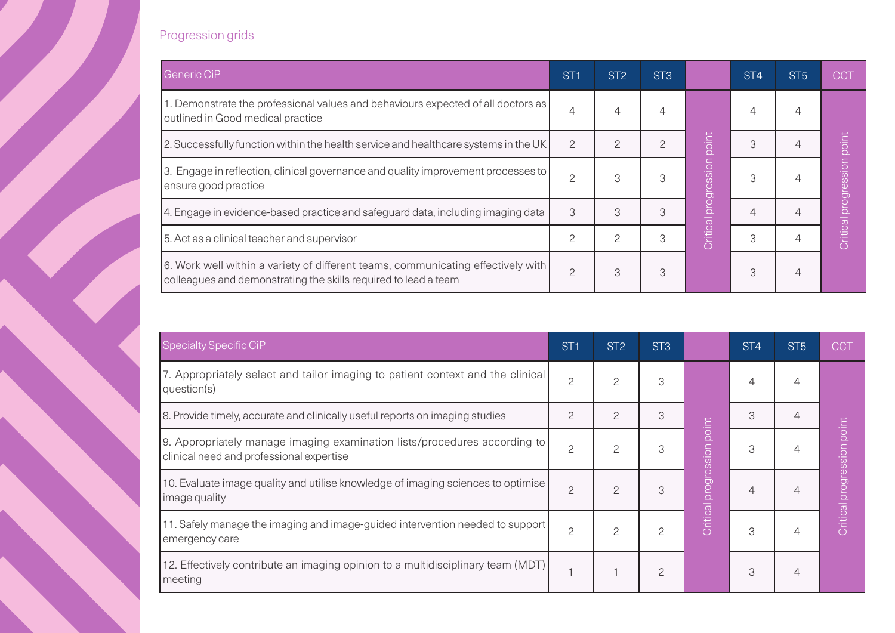Progression grids

| Generic CiP | ST1 | ST2 | ST3 | | ST4 | ST5 | CCT |
|---|---|---|---|---|---|---|---|
| 1. Demonstrate the professional values and behaviours expected of all doctors as outlined in Good medical practice | 4 | 4 | 4 | Critical progression point | 4 | 4 | Critical progression point |
| 2. Successfully function within the health service and healthcare systems in the UK | 2 | 2 | 2 | | 3 | 4 | |
| 3. Engage in reflection, clinical governance and quality improvement processes to ensure good practice | 2 | 3 | 3 | | 3 | 4 | |
| 4. Engage in evidence-based practice and safeguard data, including imaging data | 3 | 3 | 3 | | 4 | 4 | |
| 5. Act as a clinical teacher and supervisor | 2 | 2 | 3 | | 3 | 4 | |
| 6. Work well within a variety of different teams, communicating effectively with colleagues and demonstrating the skills required to lead a team | 2 | 3 | 3 | | 3 | 4 | |

| Specialty Specific CiP | ST1 | ST2 | ST3 | | ST4 | ST5 | CCT |
|---|---|---|---|---|---|---|---|
| 7. Appropriately select and tailor imaging to patient context and the clinical question(s) | 2 | 2 | 3 | Critical progression point | 4 | 4 | Critical progression point |
| 8. Provide timely, accurate and clinically useful reports on imaging studies | 2 | 2 | 3 | | 3 | 4 | |
| 9. Appropriately manage imaging examination lists/procedures according to clinical need and professional expertise | 2 | 2 | 3 | | 3 | 4 | |
| 10. Evaluate image quality and utilise knowledge of imaging sciences to optimise image quality | 2 | 2 | 3 | | 4 | 4 | |
| 11. Safely manage the imaging and image-guided intervention needed to support emergency care | 2 | 2 | 2 | | 3 | 4 | |
| 12. Effectively contribute an imaging opinion to a multidisciplinary team (MDT) meeting | 1 | 1 | 2 | | 3 | 4 | |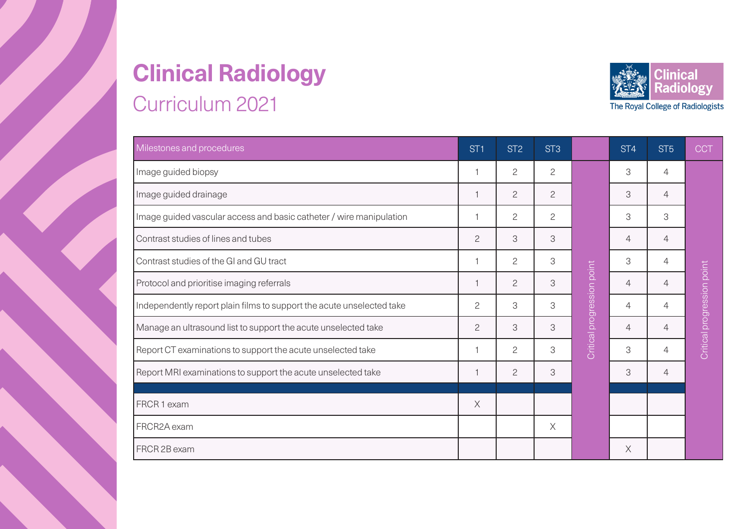# Clinical Radiology

## Curriculum 2021

| Milestones and procedures | ST1 | ST2 | ST3 | | ST4 | ST5 | CCT |
|---|---|---|---|---|---|---|---|
| Image guided biopsy | 1 | 2 | 2 | Critical progression point | 3 | 4 | Critical progression point |
| Image guided drainage | 1 | 2 | 2 | | 3 | 4 | |
| Image guided vascular access and basic catheter / wire manipulation | 1 | 2 | 2 | | 3 | 3 | |
| Contrast studies of lines and tubes | 2 | 3 | 3 | | 4 | 4 | |
| Contrast studies of the GI and GU tract | 1 | 2 | 3 | | 3 | 4 | |
| Protocol and prioritise imaging referrals | 1 | 2 | 3 | | 4 | 4 | |
| Independently report plain films to support the acute unselected take | 2 | 3 | 3 | | 4 | 4 | |
| Manage an ultrasound list to support the acute unselected take | 2 | 3 | 3 | | 4 | 4 | |
| Report CT examinations to support the acute unselected take | 1 | 2 | 3 | | 3 | 4 | |
| Report MRI examinations to support the acute unselected take | 1 | 2 | 3 | | 3 | 4 | |
| | | | | | | | |
| FRCR 1 exam | X | | | | | | |
| FRCR2A exam | | | X | | | | |
| FRCR 2B exam | | | | | X | | |